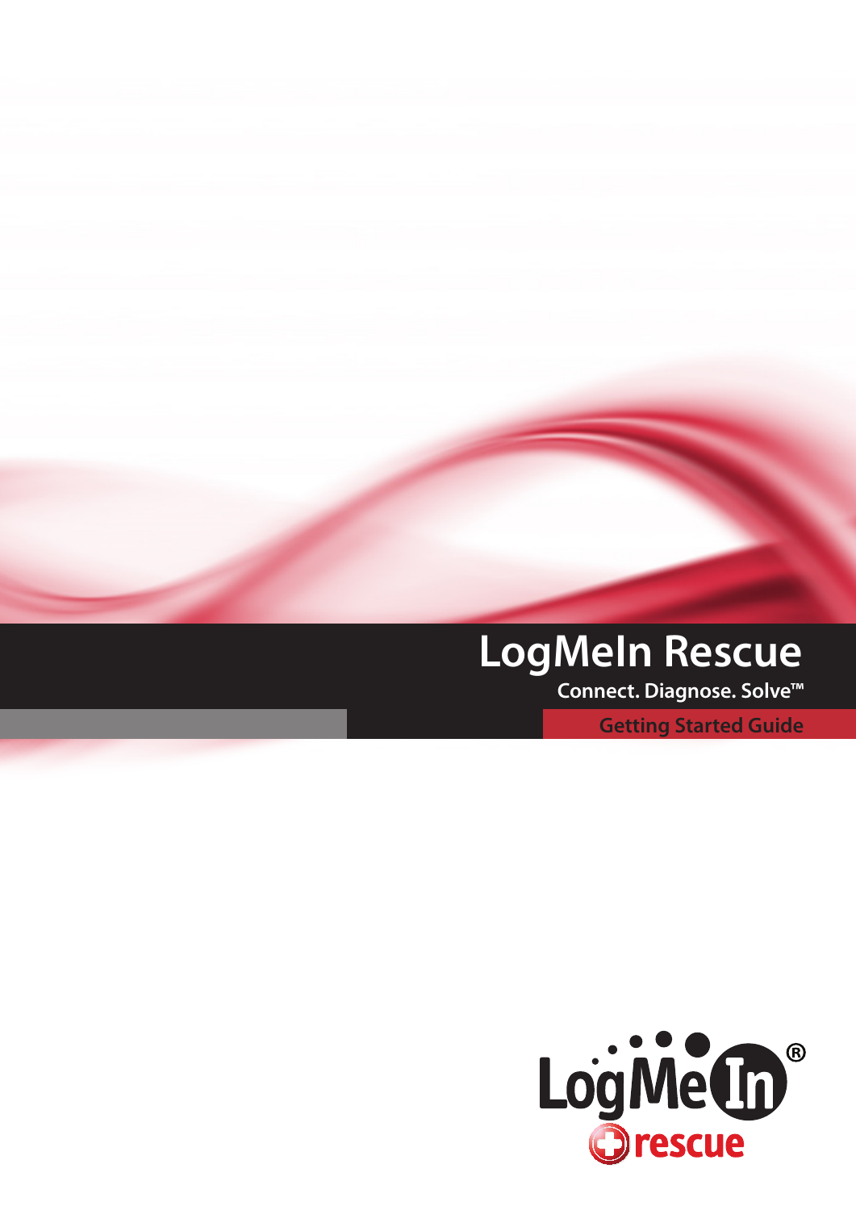# LogMeIn Rescue

**Connect. Diagnose. Solve™**

## Getting Started Guide

LogMeIn® rescue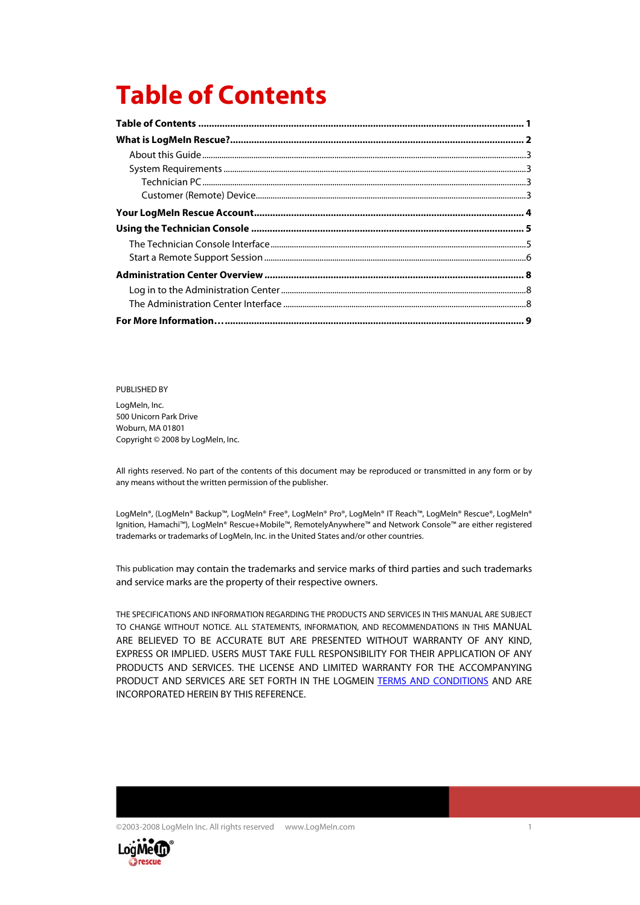# Table of Contents

**Table of Contents** ........................................................................................................ **1**

**What is LogMeIn Rescue?** ............................................................................................ **2**

- About this Guide .................................................................................................... 3
- System Requirements ............................................................................................. 3
  - Technician PC ..................................................................................................... 3
  - Customer (Remote) Device .................................................................................. 3

**Your LogMeIn Rescue Account** ...................................................................................... **4**

**Using the Technician Console** ....................................................................................... **5**

- The Technician Console Interface ............................................................................ 5
- Start a Remote Support Session .............................................................................. 6

**Administration Center Overview** .................................................................................. **8**

- Log in to the Administration Center ......................................................................... 8
- The Administration Center Interface ........................................................................ 8

**For More Information…** ................................................................................................ **9**

PUBLISHED BY

LogMeIn, Inc.
500 Unicorn Park Drive
Woburn, MA 01801
Copyright © 2008 by LogMeIn, Inc.

All rights reserved. No part of the contents of this document may be reproduced or transmitted in any form or by any means without the written permission of the publisher.

LogMeIn®, (LogMeIn® Backup™, LogMeIn® Free®, LogMeIn® Pro®, LogMeIn® IT Reach™, LogMeIn® Rescue®, LogMeIn® Ignition, Hamachi™), LogMeIn® Rescue+Mobile™, RemotelyAnywhere™ and Network Console™ are either registered trademarks or trademarks of LogMeIn, Inc. in the United States and/or other countries.

This publication may contain the trademarks and service marks of third parties and such trademarks and service marks are the property of their respective owners.

THE SPECIFICATIONS AND INFORMATION REGARDING THE PRODUCTS AND SERVICES IN THIS MANUAL ARE SUBJECT TO CHANGE WITHOUT NOTICE. ALL STATEMENTS, INFORMATION, AND RECOMMENDATIONS IN THIS MANUAL ARE BELIEVED TO BE ACCURATE BUT ARE PRESENTED WITHOUT WARRANTY OF ANY KIND, EXPRESS OR IMPLIED. USERS MUST TAKE FULL RESPONSIBILITY FOR THEIR APPLICATION OF ANY PRODUCTS AND SERVICES. THE LICENSE AND LIMITED WARRANTY FOR THE ACCOMPANYING PRODUCT AND SERVICES ARE SET FORTH IN THE LOGMEIN TERMS AND CONDITIONS AND ARE INCORPORATED HEREIN BY THIS REFERENCE.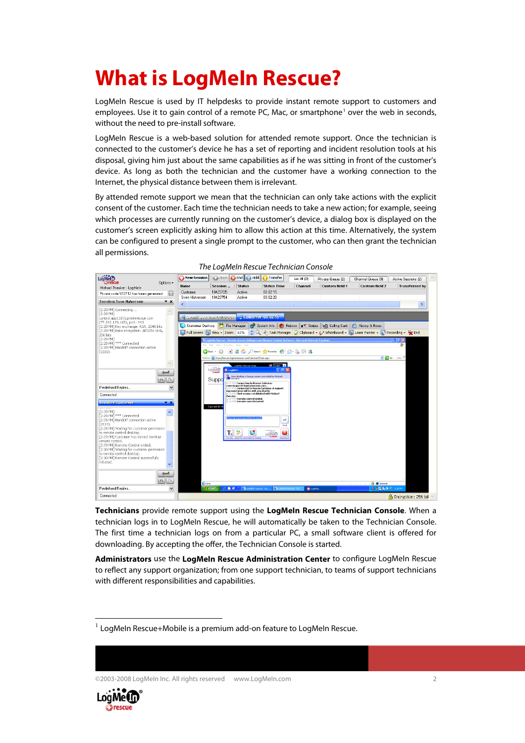# What is LogMeIn Rescue?

LogMeIn Rescue is used by IT helpdesks to provide instant remote support to customers and employees. Use it to gain control of a remote PC, Mac, or smartphone[1] over the web in seconds, without the need to pre-install software.

LogMeIn Rescue is a web-based solution for attended remote support. Once the technician is connected to the customer's device he has a set of reporting and incident resolution tools at his disposal, giving him just about the same capabilities as if he was sitting in front of the customer's device. As long as both the technician and the customer have a working connection to the Internet, the physical distance between them is irrelevant.

By attended remote support we mean that the technician can only take actions with the explicit consent of the customer. Each time the technician needs to take a new action; for example, seeing which processes are currently running on the customer's device, a dialog box is displayed on the customer's screen explicitly asking him to allow this action at this time. Alternatively, the system can be configured to present a single prompt to the customer, who can then grant the technician all permissions.

*The LogMeIn Rescue Technician Console*

**Technicians** provide remote support using the **LogMeIn Rescue Technician Console**. When a technician logs in to LogMeIn Rescue, he will automatically be taken to the Technician Console. The first time a technician logs on from a particular PC, a small software client is offered for downloading. By accepting the offer, the Technician Console is started.

**Administrators** use the **LogMeIn Rescue Administration Center** to configure LogMeIn Rescue to reflect any support organization; from one support technician, to teams of support technicians with different responsibilities and capabilities.

[1] LogMeIn Rescue+Mobile is a premium add-on feature to LogMeIn Rescue.

©2003-2008 LogMeIn Inc. All rights reserved www.LogMeIn.com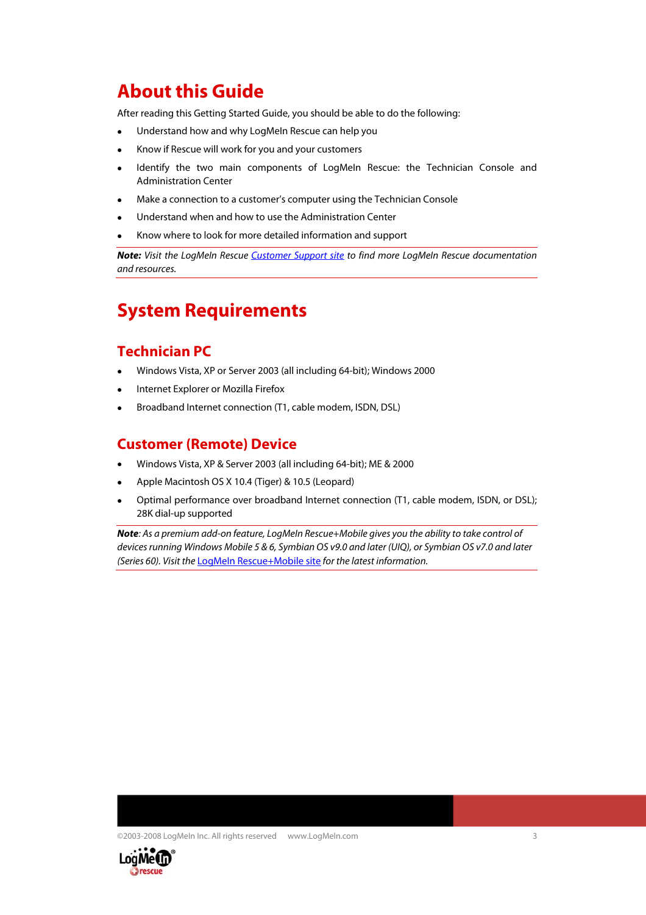# About this Guide

After reading this Getting Started Guide, you should be able to do the following:

- Understand how and why LogMeIn Rescue can help you
- Know if Rescue will work for you and your customers
- Identify the two main components of LogMeIn Rescue: the Technician Console and Administration Center
- Make a connection to a customer's computer using the Technician Console
- Understand when and how to use the Administration Center
- Know where to look for more detailed information and support

***Note:*** *Visit the LogMeIn Rescue* *Customer Support site* *to find more LogMeIn Rescue documentation and resources.*

# System Requirements

## Technician PC

- Windows Vista, XP or Server 2003 (all including 64-bit); Windows 2000
- Internet Explorer or Mozilla Firefox
- Broadband Internet connection (T1, cable modem, ISDN, DSL)

## Customer (Remote) Device

- Windows Vista, XP & Server 2003 (all including 64-bit); ME & 2000
- Apple Macintosh OS X 10.4 (Tiger) & 10.5 (Leopard)
- Optimal performance over broadband Internet connection (T1, cable modem, ISDN, or DSL); 28K dial-up supported

***Note****: As a premium add-on feature, LogMeIn Rescue+Mobile gives you the ability to take control of devices running Windows Mobile 5 & 6, Symbian OS v9.0 and later (UIQ), or Symbian OS v7.0 and later (Series 60). Visit the* LogMeIn Rescue+Mobile site *for the latest information.*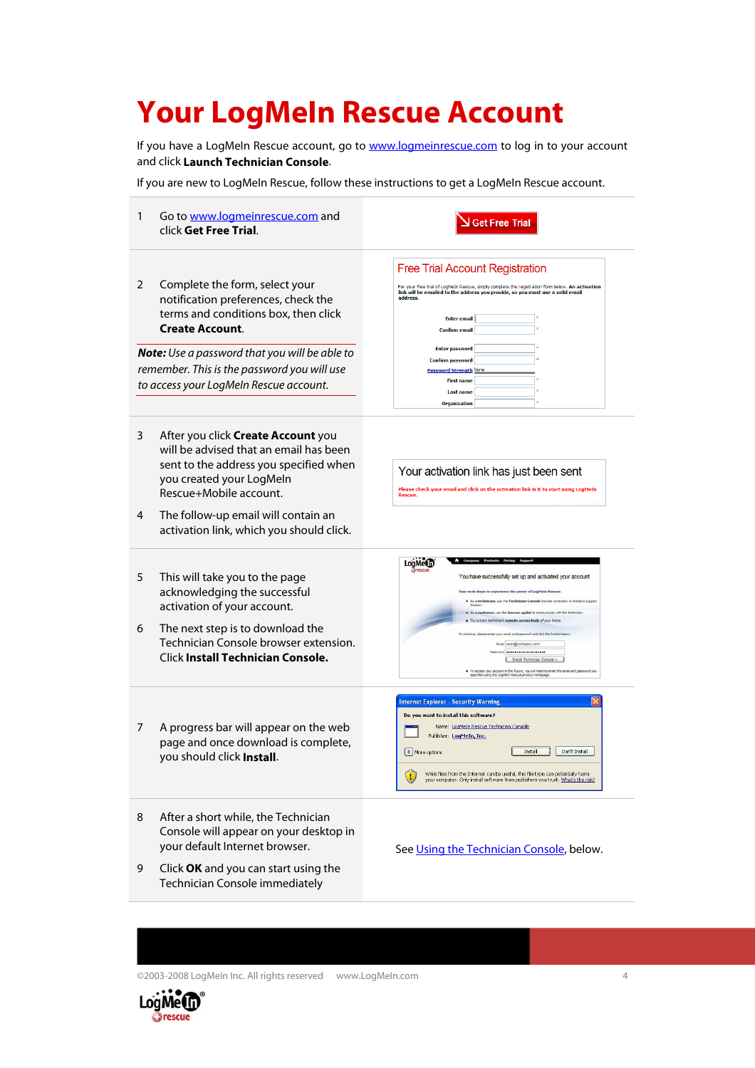# Your LogMeIn Rescue Account

If you have a LogMeIn Rescue account, go to www.logmeinrescue.com to log in to your account and click **Launch Technician Console**.

If you are new to LogMeIn Rescue, follow these instructions to get a LogMeIn Rescue account.

1. Go to www.logmeinrescue.com and click **Get Free Trial**.

2. Complete the form, select your notification preferences, check the terms and conditions box, then click **Create Account**.

   ***Note:*** *Use a password that you will be able to remember. This is the password you will use to access your LogMeIn Rescue account.*

3. After you click **Create Account** you will be advised that an email has been sent to the address you specified when you created your LogMeIn Rescue+Mobile account.

4. The follow-up email will contain an activation link, which you should click.

5. This will take you to the page acknowledging the successful activation of your account.

6. The next step is to download the Technician Console browser extension. Click **Install Technician Console.**

7. A progress bar will appear on the web page and once download is complete, you should click **Install**.

8. After a short while, the Technician Console will appear on your desktop in your default Internet browser.

9. Click **OK** and you can start using the Technician Console immediately

See Using the Technician Console, below.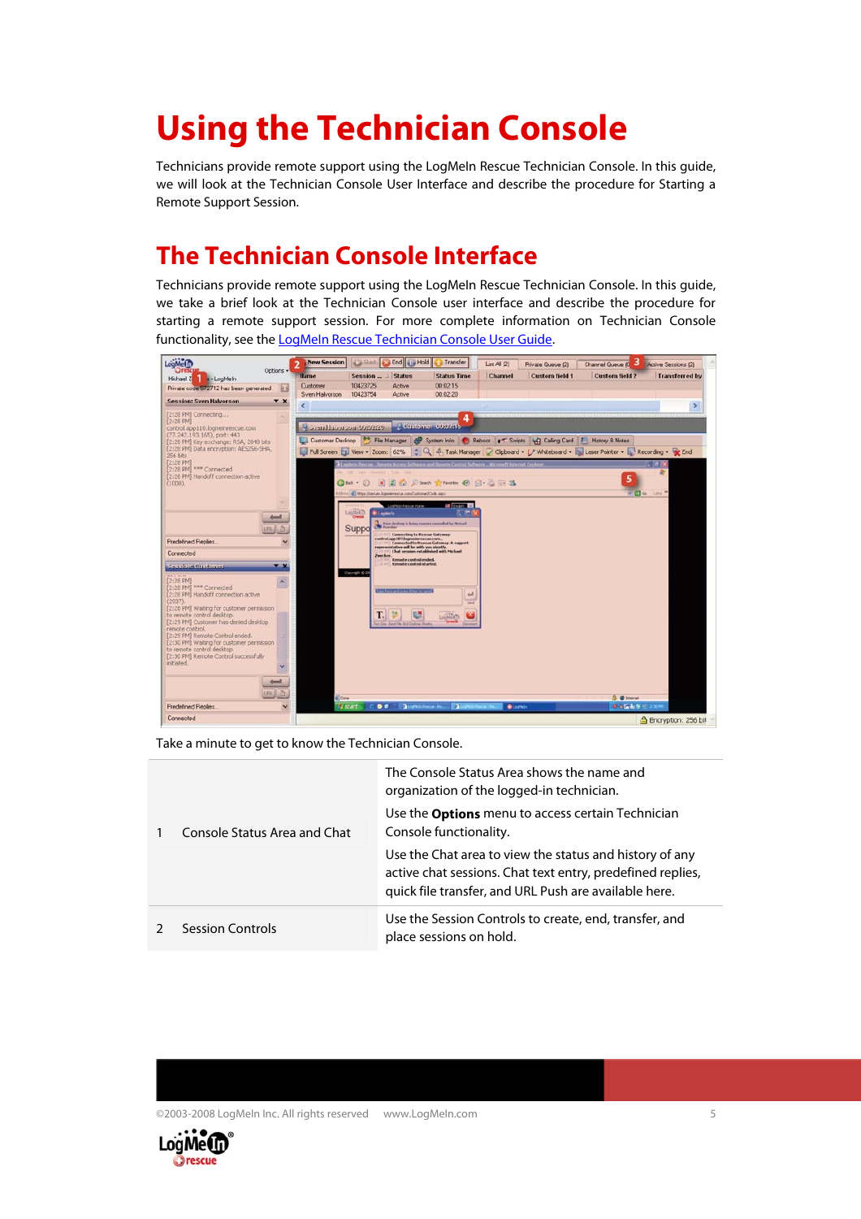# Using the Technician Console

Technicians provide remote support using the LogMeIn Rescue Technician Console. In this guide, we will look at the Technician Console User Interface and describe the procedure for Starting a Remote Support Session.

## The Technician Console Interface

Technicians provide remote support using the LogMeIn Rescue Technician Console. In this guide, we take a brief look at the Technician Console user interface and describe the procedure for starting a remote support session. For more complete information on Technician Console functionality, see the LogMeIn Rescue Technician Console User Guide.

Take a minute to get to know the Technician Console.

| | | |
|---|---|---|
| 1 | Console Status Area and Chat | The Console Status Area shows the name and organization of the logged-in technician.<br><br>Use the **Options** menu to access certain Technician Console functionality.<br><br>Use the Chat area to view the status and history of any active chat sessions. Chat text entry, predefined replies, quick file transfer, and URL Push are available here. |
| 2 | Session Controls | Use the Session Controls to create, end, transfer, and place sessions on hold. |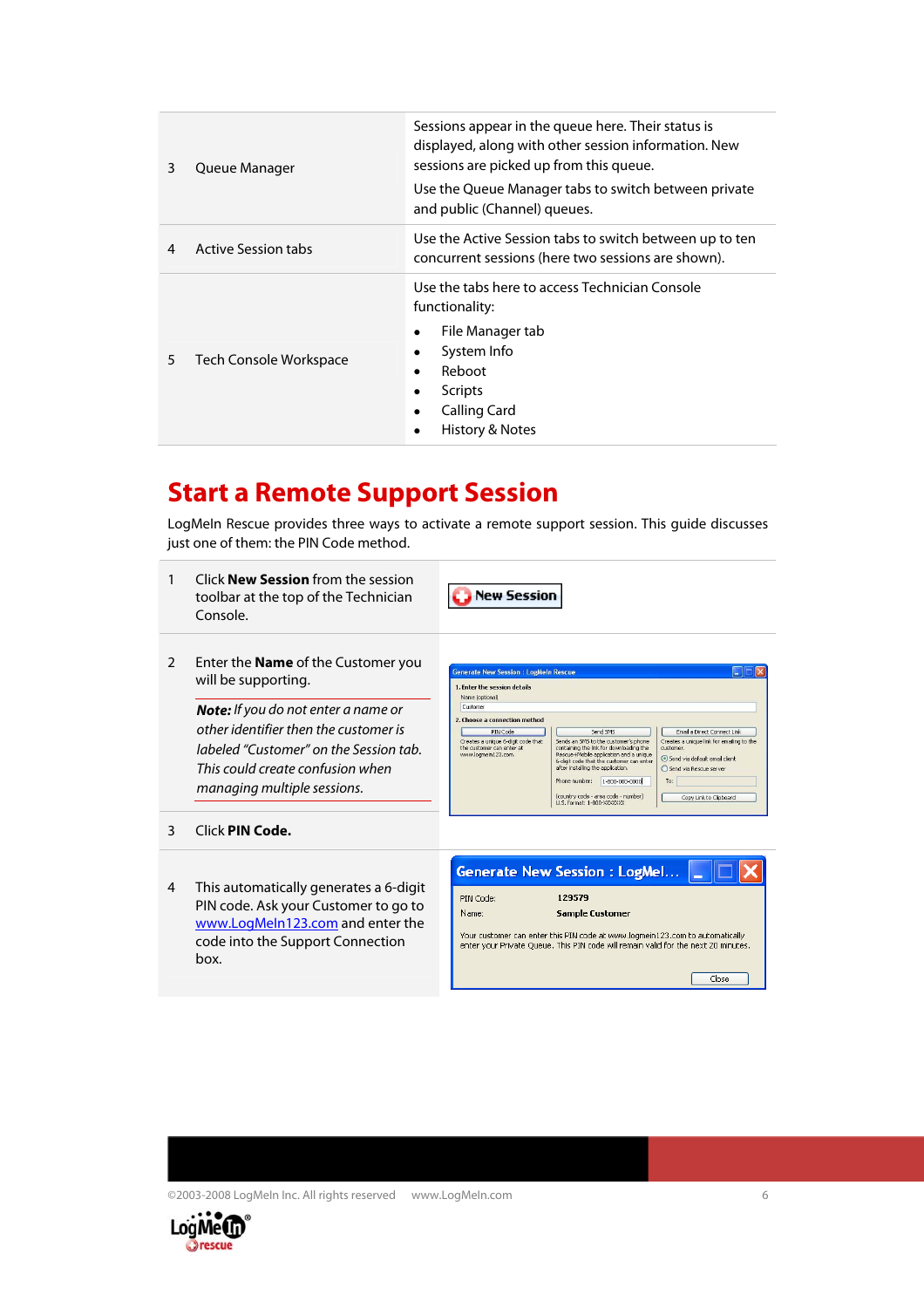| | | |
|---|---|---|
| 3 | Queue Manager | Sessions appear in the queue here. Their status is displayed, along with other session information. New sessions are picked up from this queue.<br>Use the Queue Manager tabs to switch between private and public (Channel) queues. |
| 4 | Active Session tabs | Use the Active Session tabs to switch between up to ten concurrent sessions (here two sessions are shown). |
| 5 | Tech Console Workspace | Use the tabs here to access Technician Console functionality:<br>• File Manager tab<br>• System Info<br>• Reboot<br>• Scripts<br>• Calling Card<br>• History & Notes |

# Start a Remote Support Session

LogMeIn Rescue provides three ways to activate a remote support session. This guide discusses just one of them: the PIN Code method.

| | |
|---|---|
| 1 | Click **New Session** from the session toolbar at the top of the Technician Console. |
| 2 | Enter the **Name** of the Customer you will be supporting.<br>***Note:*** *If you do not enter a name or other identifier then the customer is labeled "Customer" on the Session tab. This could create confusion when managing multiple sessions.* |
| 3 | Click **PIN Code.** |
| 4 | This automatically generates a 6-digit PIN code. Ask your Customer to go to www.LogMeIn123.com and enter the code into the Support Connection box. |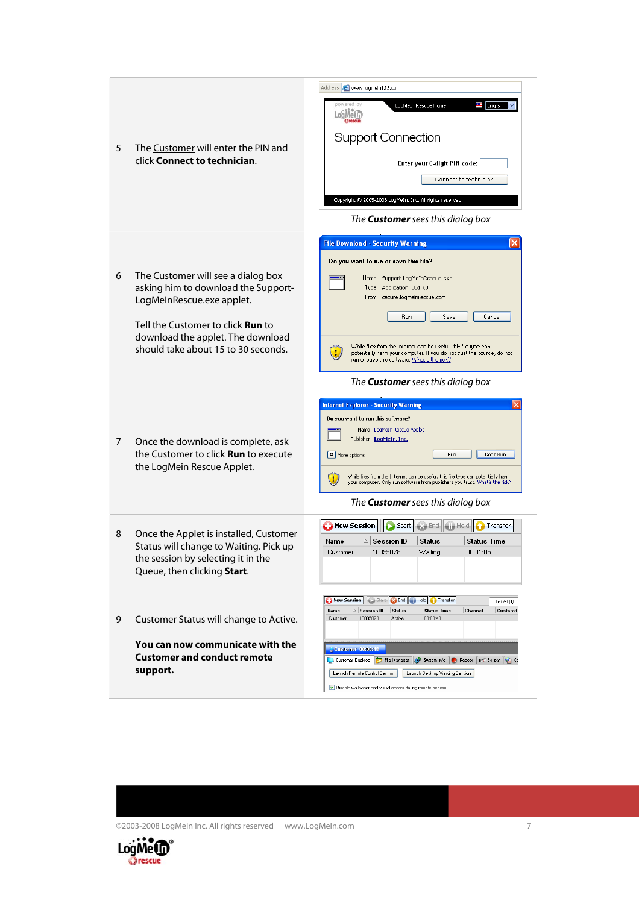| | | |
|---|---|---|
| 5 | The Customer will enter the PIN and click **Connect to technician**. | *The **Customer** sees this dialog box* |
| 6 | The Customer will see a dialog box asking him to download the Support-LogMeInRescue.exe applet.<br><br>Tell the Customer to click **Run** to download the applet. The download should take about 15 to 30 seconds. | *The **Customer** sees this dialog box* |
| 7 | Once the download is complete, ask the Customer to click **Run** to execute the LogMein Rescue Applet. | *The **Customer** sees this dialog box* |
| 8 | Once the Applet is installed, Customer Status will change to Waiting. Pick up the session by selecting it in the Queue, then clicking **Start**. | |
| 9 | Customer Status will change to Active.<br><br>**You can now communicate with the Customer and conduct remote support.** | |

©2003-2008 LogMeIn Inc. All rights reserved www.LogMeIn.com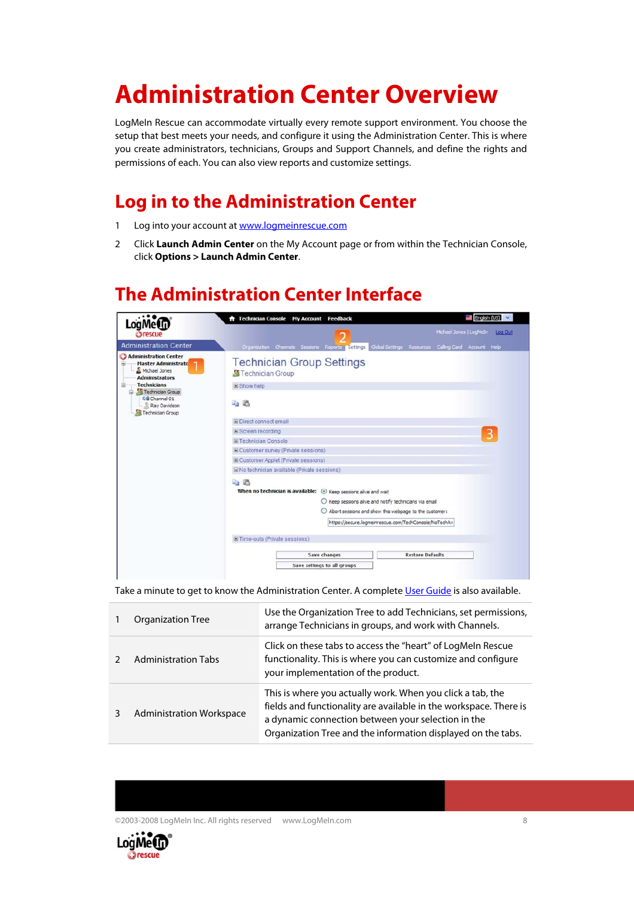# Administration Center Overview

LogMeIn Rescue can accommodate virtually every remote support environment. You choose the setup that best meets your needs, and configure it using the Administration Center. This is where you create administrators, technicians, Groups and Support Channels, and define the rights and permissions of each. You can also view reports and customize settings.

## Log in to the Administration Center

1. Log into your account at www.logmeinrescue.com
2. Click **Launch Admin Center** on the My Account page or from within the Technician Console, click **Options > Launch Admin Center**.

## The Administration Center Interface

Take a minute to get to know the Administration Center. A complete User Guide is also available.

| | | |
|---|---|---|
| 1 | Organization Tree | Use the Organization Tree to add Technicians, set permissions, arrange Technicians in groups, and work with Channels. |
| 2 | Administration Tabs | Click on these tabs to access the “heart” of LogMeIn Rescue functionality. This is where you can customize and configure your implementation of the product. |
| 3 | Administration Workspace | This is where you actually work. When you click a tab, the fields and functionality are available in the workspace. There is a dynamic connection between your selection in the Organization Tree and the information displayed on the tabs. |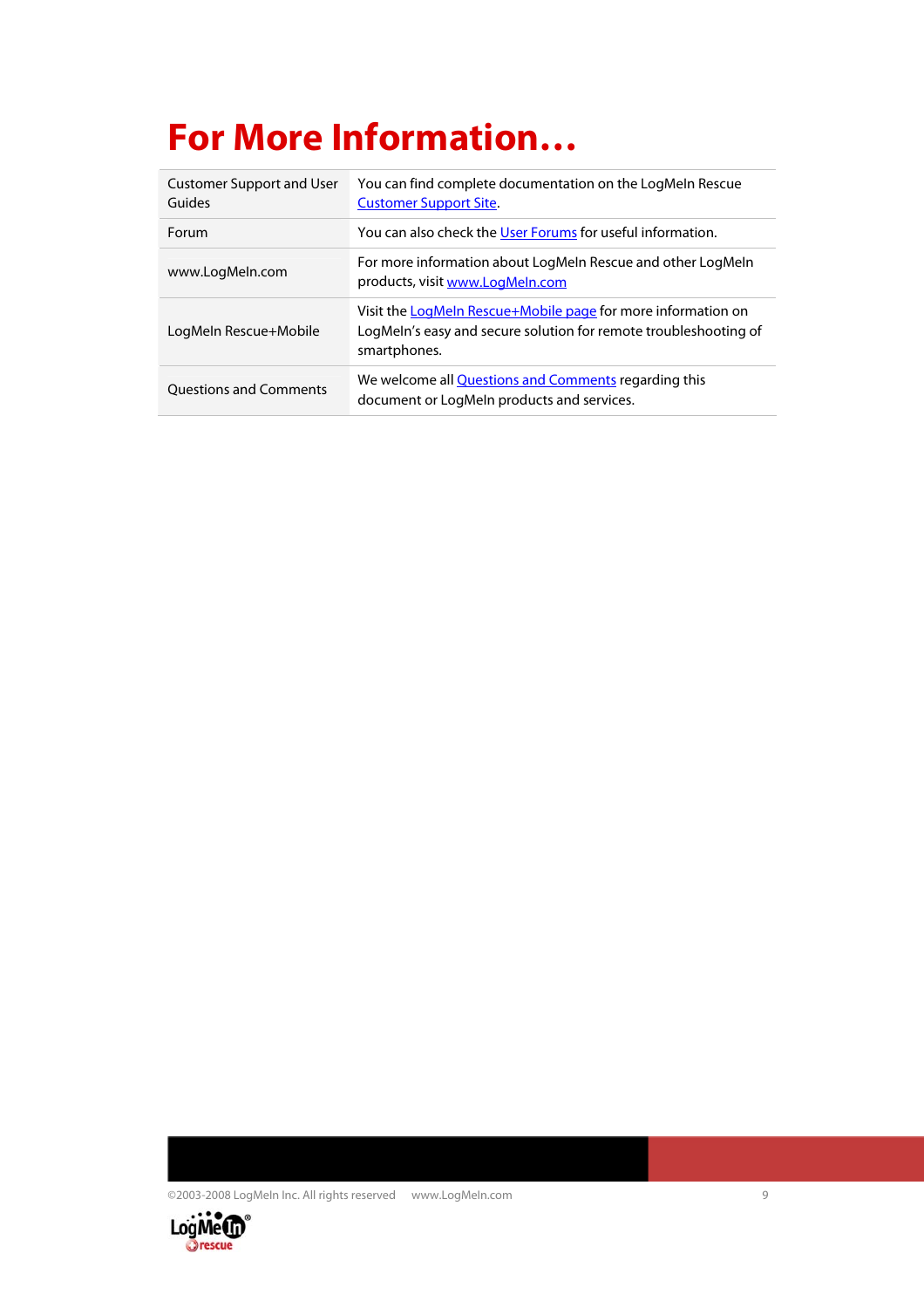# For More Information…

| | |
|---|---|
| Customer Support and User Guides | You can find complete documentation on the LogMeIn Rescue Customer Support Site. |
| Forum | You can also check the User Forums for useful information. |
| www.LogMeIn.com | For more information about LogMeIn Rescue and other LogMeIn products, visit www.LogMeIn.com |
| LogMeIn Rescue+Mobile | Visit the LogMeIn Rescue+Mobile page for more information on LogMeIn's easy and secure solution for remote troubleshooting of smartphones. |
| Questions and Comments | We welcome all Questions and Comments regarding this document or LogMeIn products and services. |